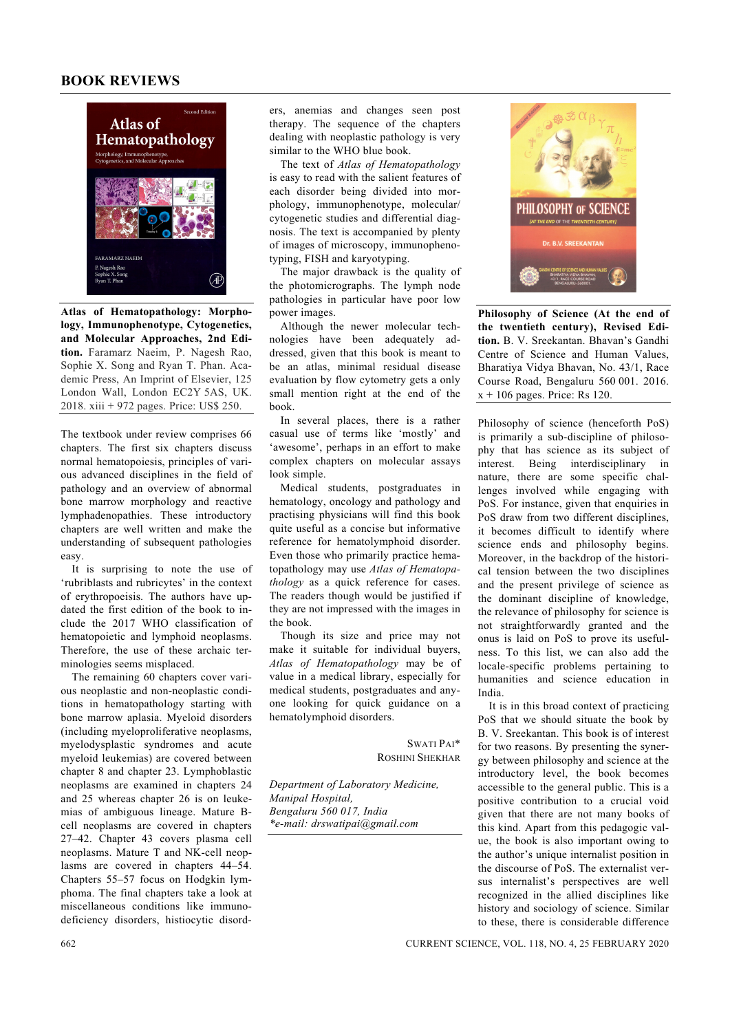# BOOK REVIEWS

**Atlas of Hematopathology: Morphology, Immunophenotype, Cytogenetics, and Molecular Approaches, 2nd Edition.** Faramarz Naeim, P. Nagesh Rao, Sophie X. Song and Ryan T. Phan. Academic Press, An Imprint of Elsevier, 125 London Wall, London EC2Y 5AS, UK. 2018. xiii + 972 pages. Price: US$ 250.

The textbook under review comprises 66 chapters. The first six chapters discuss normal hematopoiesis, principles of various advanced disciplines in the field of pathology and an overview of abnormal bone marrow morphology and reactive lymphadenopathies. These introductory chapters are well written and make the understanding of subsequent pathologies easy.

It is surprising to note the use of 'rubriblasts and rubricytes' in the context of erythropoeisis. The authors have updated the first edition of the book to include the 2017 WHO classification of hematopoietic and lymphoid neoplasms. Therefore, the use of these archaic terminologies seems misplaced.

The remaining 60 chapters cover various neoplastic and non-neoplastic conditions in hematopathology starting with bone marrow aplasia. Myeloid disorders (including myeloproliferative neoplasms, myelodysplastic syndromes and acute myeloid leukemias) are covered between chapter 8 and chapter 23. Lymphoblastic neoplasms are examined in chapters 24 and 25 whereas chapter 26 is on leukemias of ambiguous lineage. Mature B-cell neoplasms are covered in chapters 27–42. Chapter 43 covers plasma cell neoplasms. Mature T and NK-cell neoplasms are covered in chapters 44–54. Chapters 55–57 focus on Hodgkin lymphoma. The final chapters take a look at miscellaneous conditions like immunodeficiency disorders, histiocytic disorders, anemias and changes seen post therapy. The sequence of the chapters dealing with neoplastic pathology is very similar to the WHO blue book.

The text of *Atlas of Hematopathology* is easy to read with the salient features of each disorder being divided into morphology, immunophenotype, molecular/cytogenetic studies and differential diagnosis. The text is accompanied by plenty of images of microscopy, immunophenotyping, FISH and karyotyping.

The major drawback is the quality of the photomicrographs. The lymph node pathologies in particular have poor low power images.

Although the newer molecular technologies have been adequately addressed, given that this book is meant to be an atlas, minimal residual disease evaluation by flow cytometry gets a only small mention right at the end of the book.

In several places, there is a rather casual use of terms like 'mostly' and 'awesome', perhaps in an effort to make complex chapters on molecular assays look simple.

Medical students, postgraduates in hematology, oncology and pathology and practising physicians will find this book quite useful as a concise but informative reference for hematolymphoid disorder. Even those who primarily practice hematopathology may use *Atlas of Hematopathology* as a quick reference for cases. The readers though would be justified if they are not impressed with the images in the book.

Though its size and price may not make it suitable for individual buyers, *Atlas of Hematopathology* may be of value in a medical library, especially for medical students, postgraduates and anyone looking for quick guidance on a hematolymphoid disorders.

SWATI PAI*
ROSHINI SHEKHAR

*Department of Laboratory Medicine,*
*Manipal Hospital,*
*Bengaluru 560 017, India*
*\*e-mail: drswatipai@gmail.com*

---

**Philosophy of Science (At the end of the twentieth century), Revised Edition.** B. V. Sreekantan. Bhavan's Gandhi Centre of Science and Human Values, Bharatiya Vidya Bhavan, No. 43/1, Race Course Road, Bengaluru 560 001. 2016. x + 106 pages. Price: Rs 120.

Philosophy of science (henceforth PoS) is primarily a sub-discipline of philosophy that has science as its subject of interest. Being interdisciplinary in nature, there are some specific challenges involved while engaging with PoS. For instance, given that enquiries in PoS draw from two different disciplines, it becomes difficult to identify where science ends and philosophy begins. Moreover, in the backdrop of the historical tension between the two disciplines and the present privilege of science as the dominant discipline of knowledge, the relevance of philosophy for science is not straightforwardly granted and the onus is laid on PoS to prove its usefulness. To this list, we can also add the locale-specific problems pertaining to humanities and science education in India.

It is in this broad context of practicing PoS that we should situate the book by B. V. Sreekantan. This book is of interest for two reasons. By presenting the synergy between philosophy and science at the introductory level, the book becomes accessible to the general public. This is a positive contribution to a crucial void given that there are not many books of this kind. Apart from this pedagogic value, the book is also important owing to the author's unique internalist position in the discourse of PoS. The externalist versus internalist's perspectives are well recognized in the allied disciplines like history and sociology of science. Similar to these, there is considerable difference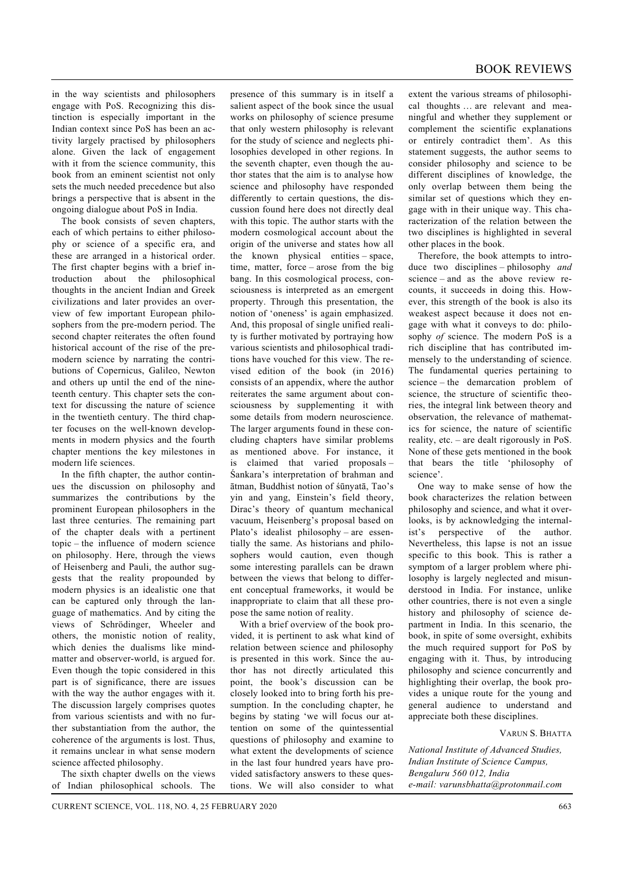in the way scientists and philosophers engage with PoS. Recognizing this distinction is especially important in the Indian context since PoS has been an activity largely practised by philosophers alone. Given the lack of engagement with it from the science community, this book from an eminent scientist not only sets the much needed precedence but also brings a perspective that is absent in the ongoing dialogue about PoS in India.

The book consists of seven chapters, each of which pertains to either philosophy or science of a specific era, and these are arranged in a historical order. The first chapter begins with a brief introduction about the philosophical thoughts in the ancient Indian and Greek civilizations and later provides an overview of few important European philosophers from the pre-modern period. The second chapter reiterates the often found historical account of the rise of the pre-modern science by narrating the contributions of Copernicus, Galileo, Newton and others up until the end of the nineteenth century. This chapter sets the context for discussing the nature of science in the twentieth century. The third chapter focuses on the well-known developments in modern physics and the fourth chapter mentions the key milestones in modern life sciences.

In the fifth chapter, the author continues the discussion on philosophy and summarizes the contributions by the prominent European philosophers in the last three centuries. The remaining part of the chapter deals with a pertinent topic – the influence of modern science on philosophy. Here, through the views of Heisenberg and Pauli, the author suggests that the reality propounded by modern physics is an idealistic one that can be captured only through the language of mathematics. And by citing the views of Schrödinger, Wheeler and others, the monistic notion of reality, which denies the dualisms like mind-matter and observer-world, is argued for. Even though the topic considered in this part is of significance, there are issues with the way the author engages with it. The discussion largely comprises quotes from various scientists and with no further substantiation from the author, the coherence of the arguments is lost. Thus, it remains unclear in what sense modern science affected philosophy.

The sixth chapter dwells on the views of Indian philosophical schools. The presence of this summary is in itself a salient aspect of the book since the usual works on philosophy of science presume that only western philosophy is relevant for the study of science and neglects philosophies developed in other regions. In the seventh chapter, even though the author states that the aim is to analyse how science and philosophy have responded differently to certain questions, the discussion found here does not directly deal with this topic. The author starts with the modern cosmological account about the origin of the universe and states how all the known physical entities – space, time, matter, force – arose from the big bang. In this cosmological process, consciousness is interpreted as an emergent property. Through this presentation, the notion of 'oneness' is again emphasized. And, this proposal of single unified reality is further motivated by portraying how various scientists and philosophical traditions have vouched for this view. The revised edition of the book (in 2016) consists of an appendix, where the author reiterates the same argument about consciousness by supplementing it with some details from modern neuroscience. The larger arguments found in these concluding chapters have similar problems as mentioned above. For instance, it is claimed that varied proposals – Śankara's interpretation of brahman and ātman, Buddhist notion of śūnyatā, Tao's yin and yang, Einstein's field theory, Dirac's theory of quantum mechanical vacuum, Heisenberg's proposal based on Plato's idealist philosophy – are essentially the same. As historians and philosophers would caution, even though some interesting parallels can be drawn between the views that belong to different conceptual frameworks, it would be inappropriate to claim that all these propose the same notion of reality.

With a brief overview of the book provided, it is pertinent to ask what kind of relation between science and philosophy is presented in this work. Since the author has not directly articulated this point, the book's discussion can be closely looked into to bring forth his presumption. In the concluding chapter, he begins by stating 'we will focus our attention on some of the quintessential questions of philosophy and examine to what extent the developments of science in the last four hundred years have provided satisfactory answers to these questions. We will also consider to what extent the various streams of philosophical thoughts … are relevant and meaningful and whether they supplement or complement the scientific explanations or entirely contradict them'. As this statement suggests, the author seems to consider philosophy and science to be different disciplines of knowledge, the only overlap between them being the similar set of questions which they engage with in their unique way. This characterization of the relation between the two disciplines is highlighted in several other places in the book.

Therefore, the book attempts to introduce two disciplines – philosophy *and* science – and as the above review recounts, it succeeds in doing this. However, this strength of the book is also its weakest aspect because it does not engage with what it conveys to do: philosophy *of* science. The modern PoS is a rich discipline that has contributed immensely to the understanding of science. The fundamental queries pertaining to science – the demarcation problem of science, the structure of scientific theories, the integral link between theory and observation, the relevance of mathematics for science, the nature of scientific reality, etc. – are dealt rigorously in PoS. None of these gets mentioned in the book that bears the title 'philosophy of science'.

One way to make sense of how the book characterizes the relation between philosophy and science, and what it overlooks, is by acknowledging the internalist's perspective of the author. Nevertheless, this lapse is not an issue specific to this book. This is rather a symptom of a larger problem where philosophy is largely neglected and misunderstood in India. For instance, unlike other countries, there is not even a single history and philosophy of science department in India. In this scenario, the book, in spite of some oversight, exhibits the much required support for PoS by engaging with it. Thus, by introducing philosophy and science concurrently and highlighting their overlap, the book provides a unique route for the young and general audience to understand and appreciate both these disciplines.

VARUN S. BHATTA

*National Institute of Advanced Studies,*
*Indian Institute of Science Campus,*
*Bengaluru 560 012, India*
*e-mail: varunsbhatta@protonmail.com*